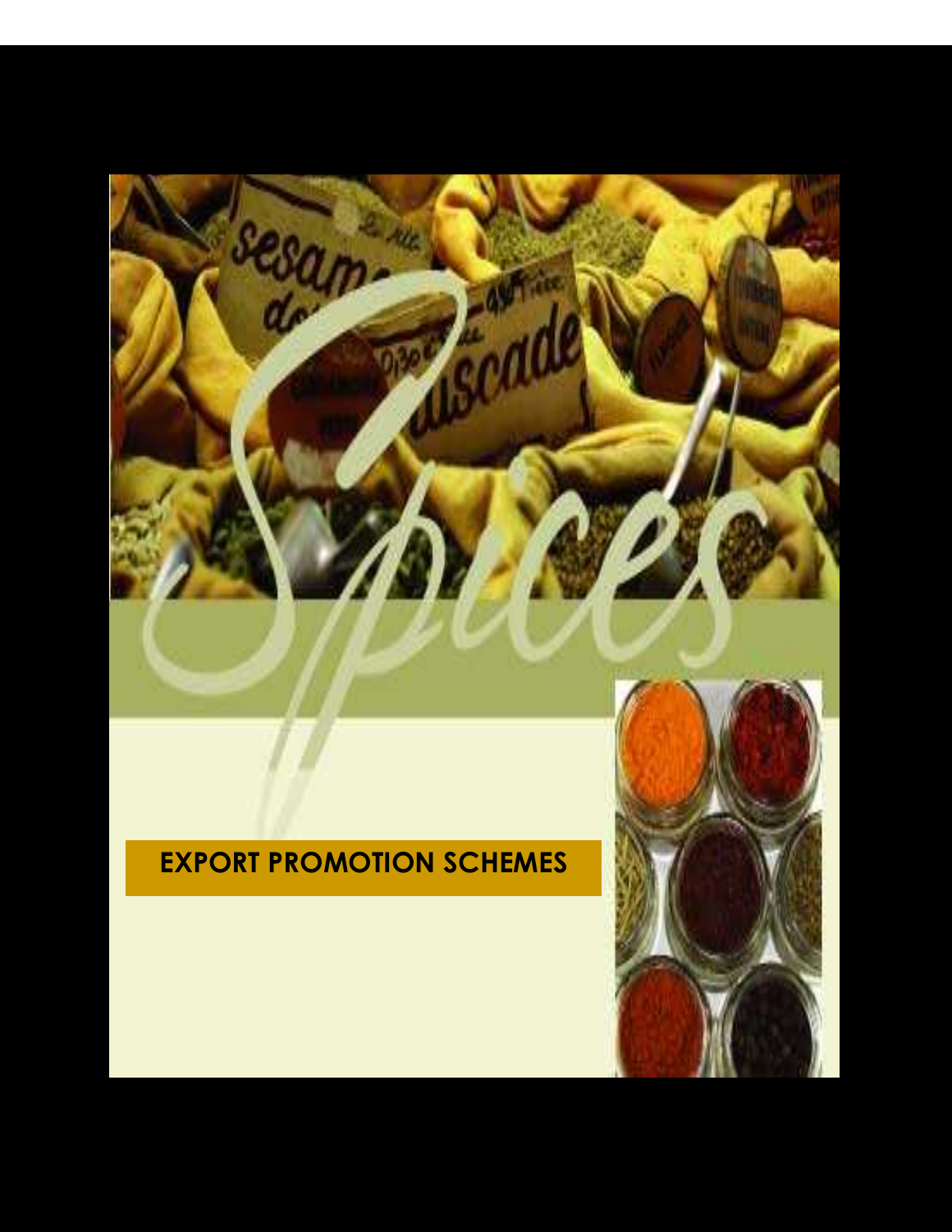# Spices

## EXPORT PROMOTION SCHEMES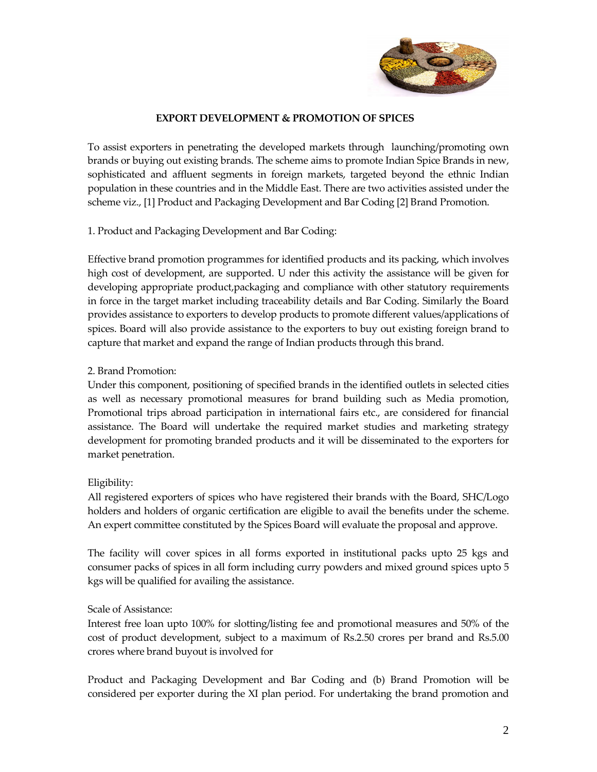## EXPORT DEVELOPMENT & PROMOTION OF SPICES

To assist exporters in penetrating the developed markets through launching/promoting own brands or buying out existing brands. The scheme aims to promote Indian Spice Brands in new, sophisticated and affluent segments in foreign markets, targeted beyond the ethnic Indian population in these countries and in the Middle East. There are two activities assisted under the scheme viz., [1] Product and Packaging Development and Bar Coding [2] Brand Promotion.

1. Product and Packaging Development and Bar Coding:

Effective brand promotion programmes for identified products and its packing, which involves high cost of development, are supported. U nder this activity the assistance will be given for developing appropriate product,packaging and compliance with other statutory requirements in force in the target market including traceability details and Bar Coding. Similarly the Board provides assistance to exporters to develop products to promote different values/applications of spices. Board will also provide assistance to the exporters to buy out existing foreign brand to capture that market and expand the range of Indian products through this brand.

2. Brand Promotion:

Under this component, positioning of specified brands in the identified outlets in selected cities as well as necessary promotional measures for brand building such as Media promotion, Promotional trips abroad participation in international fairs etc., are considered for financial assistance. The Board will undertake the required market studies and marketing strategy development for promoting branded products and it will be disseminated to the exporters for market penetration.

Eligibility:

All registered exporters of spices who have registered their brands with the Board, SHC/Logo holders and holders of organic certification are eligible to avail the benefits under the scheme. An expert committee constituted by the Spices Board will evaluate the proposal and approve.

The facility will cover spices in all forms exported in institutional packs upto 25 kgs and consumer packs of spices in all form including curry powders and mixed ground spices upto 5 kgs will be qualified for availing the assistance.

Scale of Assistance:

Interest free loan upto 100% for slotting/listing fee and promotional measures and 50% of the cost of product development, subject to a maximum of Rs.2.50 crores per brand and Rs.5.00 crores where brand buyout is involved for

Product and Packaging Development and Bar Coding and (b) Brand Promotion will be considered per exporter during the XI plan period. For undertaking the brand promotion and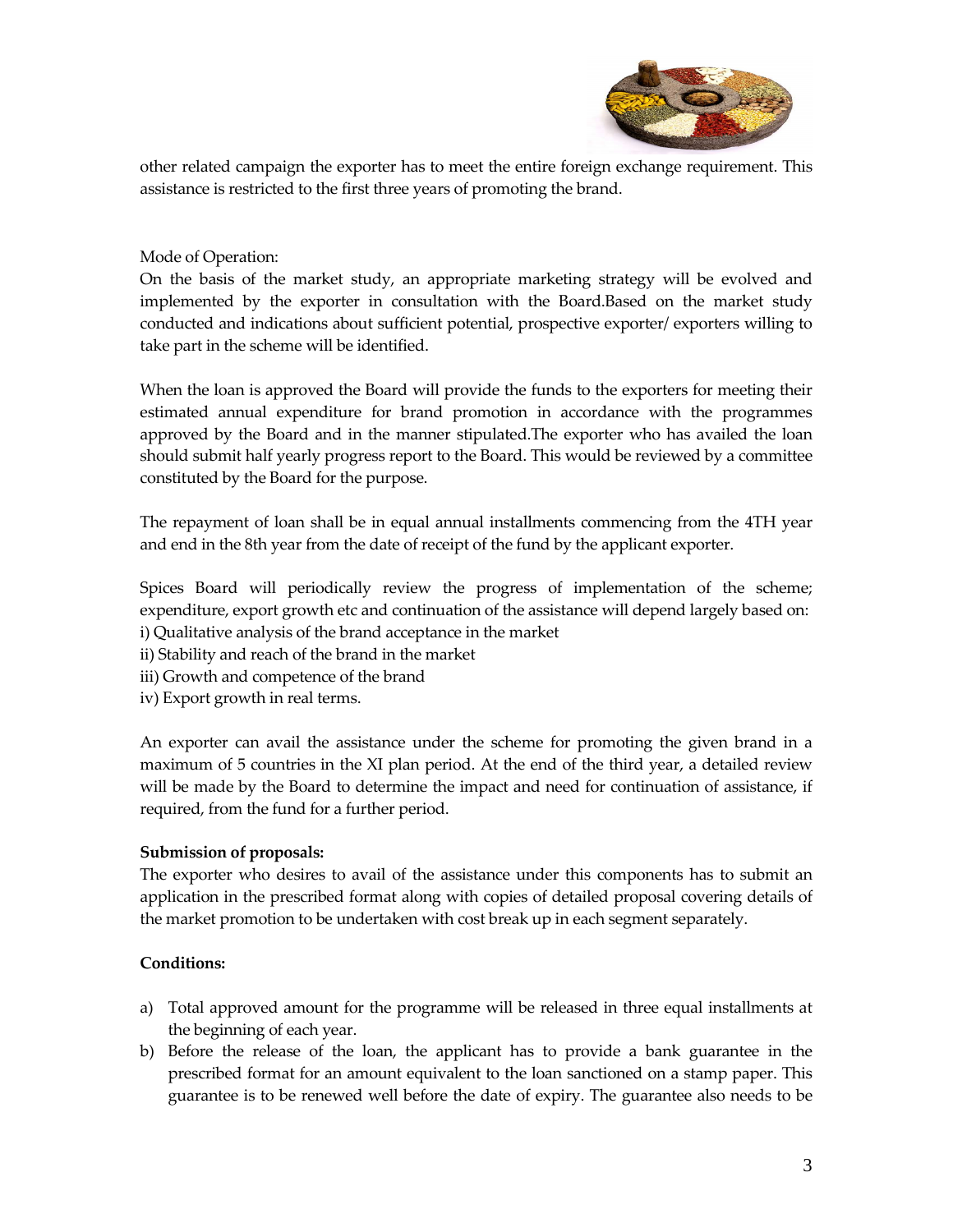other related campaign the exporter has to meet the entire foreign exchange requirement. This assistance is restricted to the first three years of promoting the brand.

Mode of Operation:
On the basis of the market study, an appropriate marketing strategy will be evolved and implemented by the exporter in consultation with the Board.Based on the market study conducted and indications about sufficient potential, prospective exporter/ exporters willing to take part in the scheme will be identified.

When the loan is approved the Board will provide the funds to the exporters for meeting their estimated annual expenditure for brand promotion in accordance with the programmes approved by the Board and in the manner stipulated.The exporter who has availed the loan should submit half yearly progress report to the Board. This would be reviewed by a committee constituted by the Board for the purpose.

The repayment of loan shall be in equal annual installments commencing from the 4TH year and end in the 8th year from the date of receipt of the fund by the applicant exporter.

Spices Board will periodically review the progress of implementation of the scheme; expenditure, export growth etc and continuation of the assistance will depend largely based on:
i) Qualitative analysis of the brand acceptance in the market
ii) Stability and reach of the brand in the market
iii) Growth and competence of the brand
iv) Export growth in real terms.

An exporter can avail the assistance under the scheme for promoting the given brand in a maximum of 5 countries in the XI plan period. At the end of the third year, a detailed review will be made by the Board to determine the impact and need for continuation of assistance, if required, from the fund for a further period.

**Submission of proposals:**
The exporter who desires to avail of the assistance under this components has to submit an application in the prescribed format along with copies of detailed proposal covering details of the market promotion to be undertaken with cost break up in each segment separately.

**Conditions:**

a) Total approved amount for the programme will be released in three equal installments at the beginning of each year.
b) Before the release of the loan, the applicant has to provide a bank guarantee in the prescribed format for an amount equivalent to the loan sanctioned on a stamp paper. This guarantee is to be renewed well before the date of expiry. The guarantee also needs to be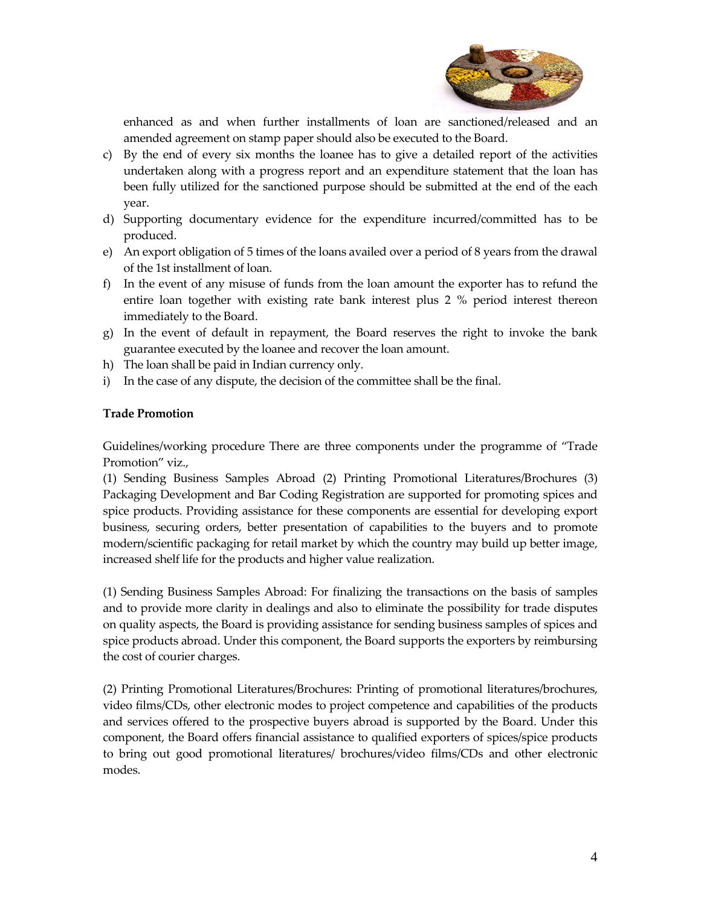enhanced as and when further installments of loan are sanctioned/released and an amended agreement on stamp paper should also be executed to the Board.

c) By the end of every six months the loanee has to give a detailed report of the activities undertaken along with a progress report and an expenditure statement that the loan has been fully utilized for the sanctioned purpose should be submitted at the end of the each year.
d) Supporting documentary evidence for the expenditure incurred/committed has to be produced.
e) An export obligation of 5 times of the loans availed over a period of 8 years from the drawal of the 1st installment of loan.
f) In the event of any misuse of funds from the loan amount the exporter has to refund the entire loan together with existing rate bank interest plus 2 % period interest thereon immediately to the Board.
g) In the event of default in repayment, the Board reserves the right to invoke the bank guarantee executed by the loanee and recover the loan amount.
h) The loan shall be paid in Indian currency only.
i) In the case of any dispute, the decision of the committee shall be the final.

**Trade Promotion**

Guidelines/working procedure There are three components under the programme of "Trade Promotion" viz.,
(1) Sending Business Samples Abroad (2) Printing Promotional Literatures/Brochures (3) Packaging Development and Bar Coding Registration are supported for promoting spices and spice products. Providing assistance for these components are essential for developing export business, securing orders, better presentation of capabilities to the buyers and to promote modern/scientific packaging for retail market by which the country may build up better image, increased shelf life for the products and higher value realization.

(1) Sending Business Samples Abroad: For finalizing the transactions on the basis of samples and to provide more clarity in dealings and also to eliminate the possibility for trade disputes on quality aspects, the Board is providing assistance for sending business samples of spices and spice products abroad. Under this component, the Board supports the exporters by reimbursing the cost of courier charges.

(2) Printing Promotional Literatures/Brochures: Printing of promotional literatures/brochures, video films/CDs, other electronic modes to project competence and capabilities of the products and services offered to the prospective buyers abroad is supported by the Board. Under this component, the Board offers financial assistance to qualified exporters of spices/spice products to bring out good promotional literatures/ brochures/video films/CDs and other electronic modes.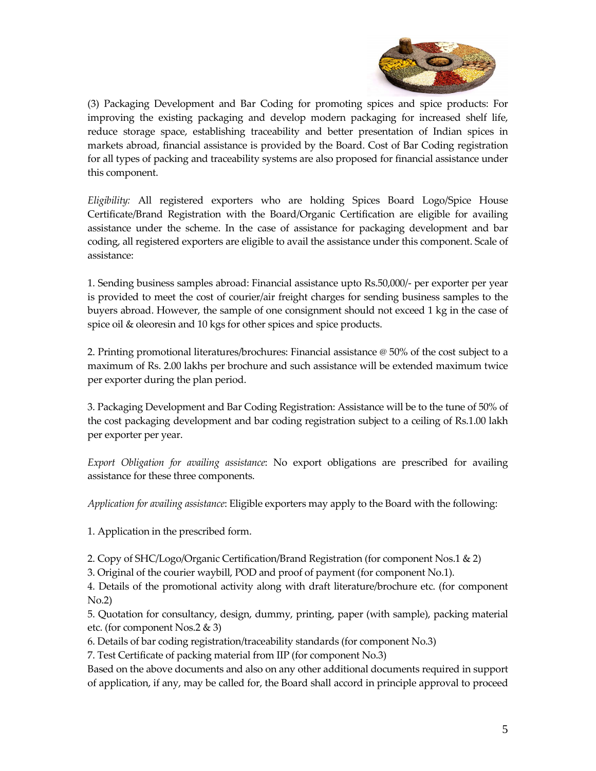(3) Packaging Development and Bar Coding for promoting spices and spice products: For improving the existing packaging and develop modern packaging for increased shelf life, reduce storage space, establishing traceability and better presentation of Indian spices in markets abroad, financial assistance is provided by the Board. Cost of Bar Coding registration for all types of packing and traceability systems are also proposed for financial assistance under this component.

*Eligibility:* All registered exporters who are holding Spices Board Logo/Spice House Certificate/Brand Registration with the Board/Organic Certification are eligible for availing assistance under the scheme. In the case of assistance for packaging development and bar coding, all registered exporters are eligible to avail the assistance under this component. Scale of assistance:

1. Sending business samples abroad: Financial assistance upto Rs.50,000/- per exporter per year is provided to meet the cost of courier/air freight charges for sending business samples to the buyers abroad. However, the sample of one consignment should not exceed 1 kg in the case of spice oil & oleoresin and 10 kgs for other spices and spice products.

2. Printing promotional literatures/brochures: Financial assistance @ 50% of the cost subject to a maximum of Rs. 2.00 lakhs per brochure and such assistance will be extended maximum twice per exporter during the plan period.

3. Packaging Development and Bar Coding Registration: Assistance will be to the tune of 50% of the cost packaging development and bar coding registration subject to a ceiling of Rs.1.00 lakh per exporter per year.

*Export Obligation for availing assistance*: No export obligations are prescribed for availing assistance for these three components.

*Application for availing assistance*: Eligible exporters may apply to the Board with the following:

1. Application in the prescribed form.
2. Copy of SHC/Logo/Organic Certification/Brand Registration (for component Nos.1 & 2)
3. Original of the courier waybill, POD and proof of payment (for component No.1).
4. Details of the promotional activity along with draft literature/brochure etc. (for component No.2)
5. Quotation for consultancy, design, dummy, printing, paper (with sample), packing material etc. (for component Nos.2 & 3)
6. Details of bar coding registration/traceability standards (for component No.3)
7. Test Certificate of packing material from IIP (for component No.3)

Based on the above documents and also on any other additional documents required in support of application, if any, may be called for, the Board shall accord in principle approval to proceed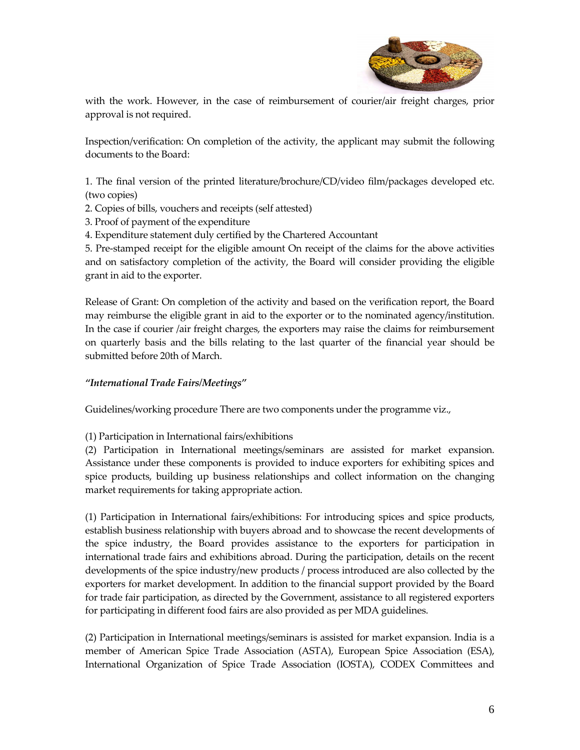with the work. However, in the case of reimbursement of courier/air freight charges, prior approval is not required.

Inspection/verification: On completion of the activity, the applicant may submit the following documents to the Board:

1. The final version of the printed literature/brochure/CD/video film/packages developed etc. (two copies)
2. Copies of bills, vouchers and receipts (self attested)
3. Proof of payment of the expenditure
4. Expenditure statement duly certified by the Chartered Accountant
5. Pre-stamped receipt for the eligible amount On receipt of the claims for the above activities and on satisfactory completion of the activity, the Board will consider providing the eligible grant in aid to the exporter.

Release of Grant: On completion of the activity and based on the verification report, the Board may reimburse the eligible grant in aid to the exporter or to the nominated agency/institution. In the case if courier /air freight charges, the exporters may raise the claims for reimbursement on quarterly basis and the bills relating to the last quarter of the financial year should be submitted before 20th of March.

***"International Trade Fairs/Meetings"***

Guidelines/working procedure There are two components under the programme viz.,

(1) Participation in International fairs/exhibitions
(2) Participation in International meetings/seminars are assisted for market expansion. Assistance under these components is provided to induce exporters for exhibiting spices and spice products, building up business relationships and collect information on the changing market requirements for taking appropriate action.

(1) Participation in International fairs/exhibitions: For introducing spices and spice products, establish business relationship with buyers abroad and to showcase the recent developments of the spice industry, the Board provides assistance to the exporters for participation in international trade fairs and exhibitions abroad. During the participation, details on the recent developments of the spice industry/new products / process introduced are also collected by the exporters for market development. In addition to the financial support provided by the Board for trade fair participation, as directed by the Government, assistance to all registered exporters for participating in different food fairs are also provided as per MDA guidelines.

(2) Participation in International meetings/seminars is assisted for market expansion. India is a member of American Spice Trade Association (ASTA), European Spice Association (ESA), International Organization of Spice Trade Association (IOSTA), CODEX Committees and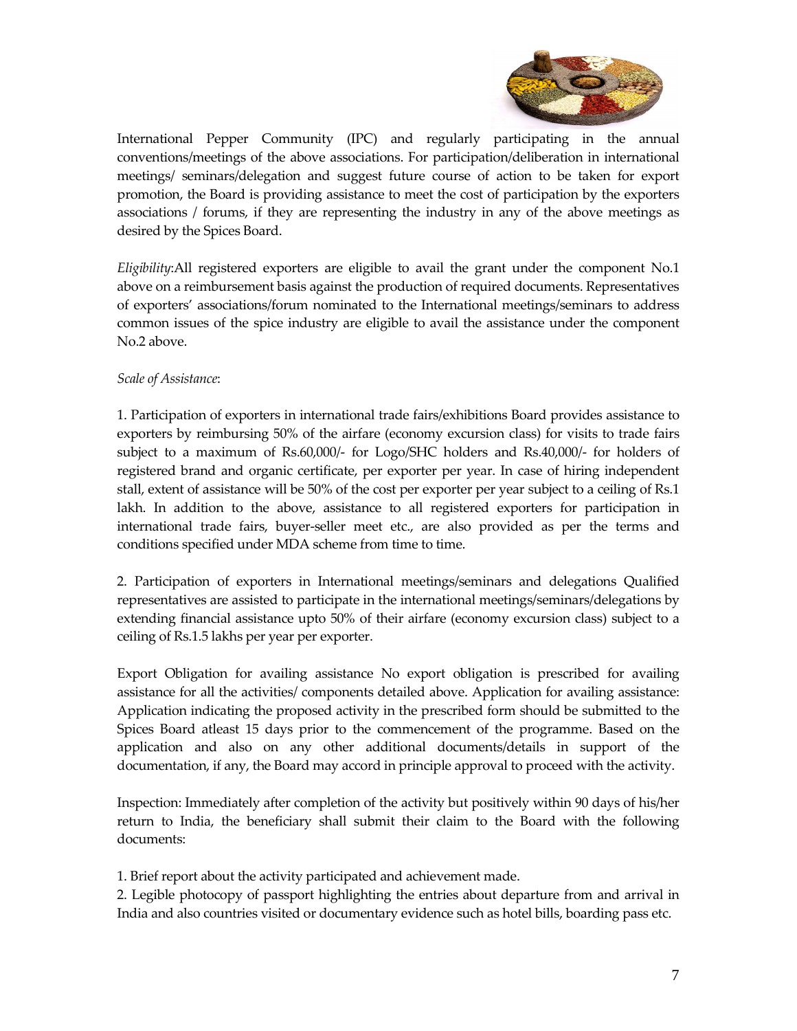International Pepper Community (IPC) and regularly participating in the annual conventions/meetings of the above associations. For participation/deliberation in international meetings/ seminars/delegation and suggest future course of action to be taken for export promotion, the Board is providing assistance to meet the cost of participation by the exporters associations / forums, if they are representing the industry in any of the above meetings as desired by the Spices Board.

*Eligibility*:All registered exporters are eligible to avail the grant under the component No.1 above on a reimbursement basis against the production of required documents. Representatives of exporters' associations/forum nominated to the International meetings/seminars to address common issues of the spice industry are eligible to avail the assistance under the component No.2 above.

*Scale of Assistance*:

1. Participation of exporters in international trade fairs/exhibitions Board provides assistance to exporters by reimbursing 50% of the airfare (economy excursion class) for visits to trade fairs subject to a maximum of Rs.60,000/- for Logo/SHC holders and Rs.40,000/- for holders of registered brand and organic certificate, per exporter per year. In case of hiring independent stall, extent of assistance will be 50% of the cost per exporter per year subject to a ceiling of Rs.1 lakh. In addition to the above, assistance to all registered exporters for participation in international trade fairs, buyer-seller meet etc., are also provided as per the terms and conditions specified under MDA scheme from time to time.

2. Participation of exporters in International meetings/seminars and delegations Qualified representatives are assisted to participate in the international meetings/seminars/delegations by extending financial assistance upto 50% of their airfare (economy excursion class) subject to a ceiling of Rs.1.5 lakhs per year per exporter.

Export Obligation for availing assistance No export obligation is prescribed for availing assistance for all the activities/ components detailed above. Application for availing assistance: Application indicating the proposed activity in the prescribed form should be submitted to the Spices Board atleast 15 days prior to the commencement of the programme. Based on the application and also on any other additional documents/details in support of the documentation, if any, the Board may accord in principle approval to proceed with the activity.

Inspection: Immediately after completion of the activity but positively within 90 days of his/her return to India, the beneficiary shall submit their claim to the Board with the following documents:

1. Brief report about the activity participated and achievement made.
2. Legible photocopy of passport highlighting the entries about departure from and arrival in India and also countries visited or documentary evidence such as hotel bills, boarding pass etc.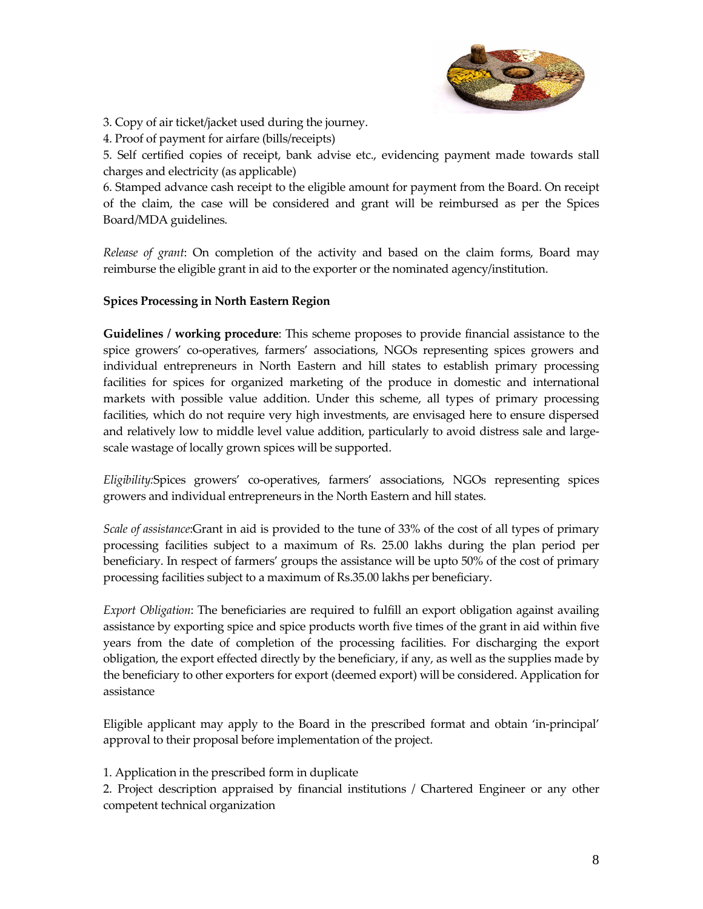3. Copy of air ticket/jacket used during the journey.

4. Proof of payment for airfare (bills/receipts)

5. Self certified copies of receipt, bank advise etc., evidencing payment made towards stall charges and electricity (as applicable)

6. Stamped advance cash receipt to the eligible amount for payment from the Board. On receipt of the claim, the case will be considered and grant will be reimbursed as per the Spices Board/MDA guidelines.

*Release of grant*: On completion of the activity and based on the claim forms, Board may reimburse the eligible grant in aid to the exporter or the nominated agency/institution.

**Spices Processing in North Eastern Region**

**Guidelines / working procedure**: This scheme proposes to provide financial assistance to the spice growers' co-operatives, farmers' associations, NGOs representing spices growers and individual entrepreneurs in North Eastern and hill states to establish primary processing facilities for spices for organized marketing of the produce in domestic and international markets with possible value addition. Under this scheme, all types of primary processing facilities, which do not require very high investments, are envisaged here to ensure dispersed and relatively low to middle level value addition, particularly to avoid distress sale and large-scale wastage of locally grown spices will be supported.

*Eligibility:*Spices growers' co-operatives, farmers' associations, NGOs representing spices growers and individual entrepreneurs in the North Eastern and hill states.

*Scale of assistance*:Grant in aid is provided to the tune of 33% of the cost of all types of primary processing facilities subject to a maximum of Rs. 25.00 lakhs during the plan period per beneficiary. In respect of farmers' groups the assistance will be upto 50% of the cost of primary processing facilities subject to a maximum of Rs.35.00 lakhs per beneficiary.

*Export Obligation*: The beneficiaries are required to fulfill an export obligation against availing assistance by exporting spice and spice products worth five times of the grant in aid within five years from the date of completion of the processing facilities. For discharging the export obligation, the export effected directly by the beneficiary, if any, as well as the supplies made by the beneficiary to other exporters for export (deemed export) will be considered. Application for assistance

Eligible applicant may apply to the Board in the prescribed format and obtain 'in-principal' approval to their proposal before implementation of the project.

1. Application in the prescribed form in duplicate

2. Project description appraised by financial institutions / Chartered Engineer or any other competent technical organization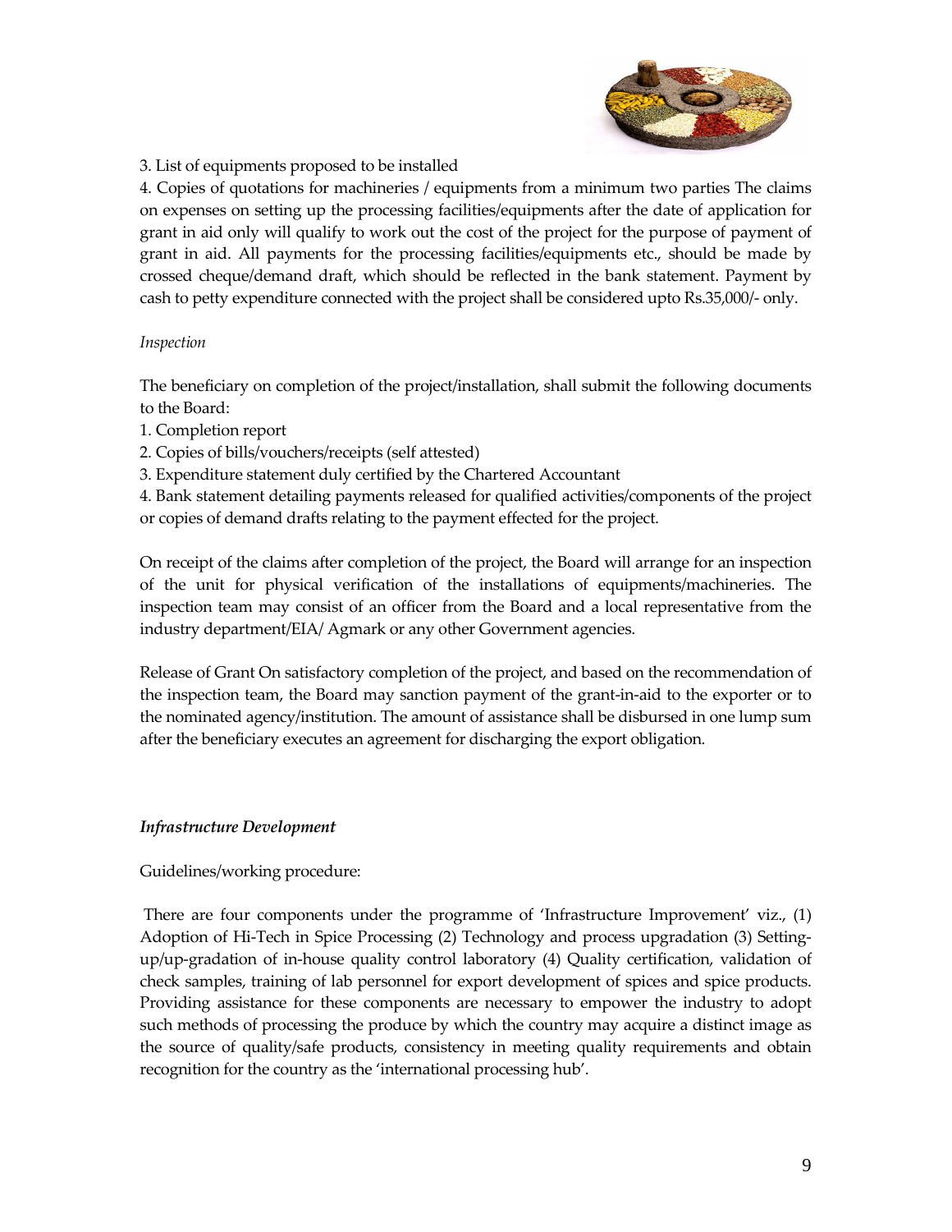3. List of equipments proposed to be installed

4. Copies of quotations for machineries / equipments from a minimum two parties The claims on expenses on setting up the processing facilities/equipments after the date of application for grant in aid only will qualify to work out the cost of the project for the purpose of payment of grant in aid. All payments for the processing facilities/equipments etc., should be made by crossed cheque/demand draft, which should be reflected in the bank statement. Payment by cash to petty expenditure connected with the project shall be considered upto Rs.35,000/- only.

*Inspection*

The beneficiary on completion of the project/installation, shall submit the following documents to the Board:

1. Completion report
2. Copies of bills/vouchers/receipts (self attested)
3. Expenditure statement duly certified by the Chartered Accountant
4. Bank statement detailing payments released for qualified activities/components of the project or copies of demand drafts relating to the payment effected for the project.

On receipt of the claims after completion of the project, the Board will arrange for an inspection of the unit for physical verification of the installations of equipments/machineries. The inspection team may consist of an officer from the Board and a local representative from the industry department/EIA/ Agmark or any other Government agencies.

Release of Grant On satisfactory completion of the project, and based on the recommendation of the inspection team, the Board may sanction payment of the grant-in-aid to the exporter or to the nominated agency/institution. The amount of assistance shall be disbursed in one lump sum after the beneficiary executes an agreement for discharging the export obligation.

***Infrastructure Development***

Guidelines/working procedure:

There are four components under the programme of 'Infrastructure Improvement' viz., (1) Adoption of Hi-Tech in Spice Processing (2) Technology and process upgradation (3) Setting-up/up-gradation of in-house quality control laboratory (4) Quality certification, validation of check samples, training of lab personnel for export development of spices and spice products. Providing assistance for these components are necessary to empower the industry to adopt such methods of processing the produce by which the country may acquire a distinct image as the source of quality/safe products, consistency in meeting quality requirements and obtain recognition for the country as the 'international processing hub'.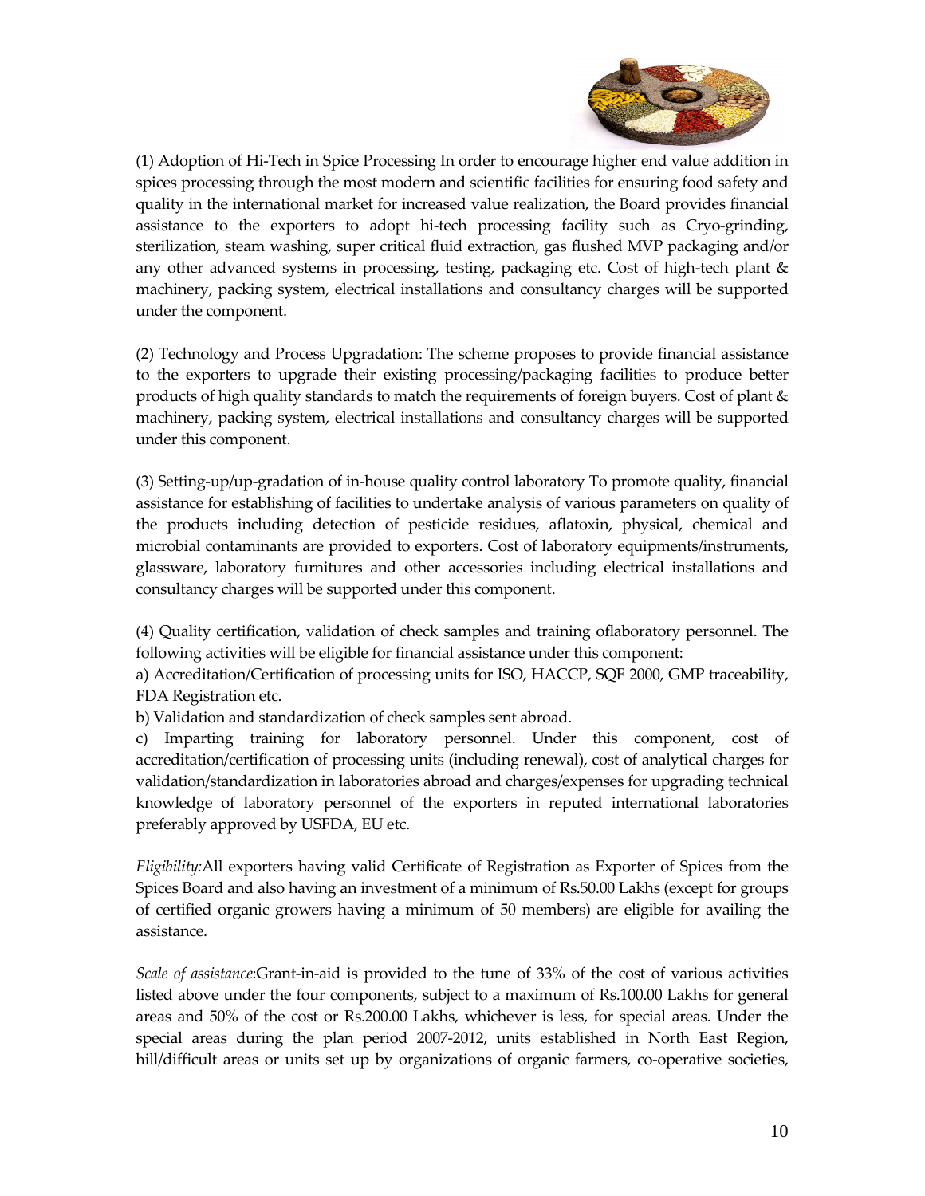(1) Adoption of Hi-Tech in Spice Processing In order to encourage higher end value addition in spices processing through the most modern and scientific facilities for ensuring food safety and quality in the international market for increased value realization, the Board provides financial assistance to the exporters to adopt hi-tech processing facility such as Cryo-grinding, sterilization, steam washing, super critical fluid extraction, gas flushed MVP packaging and/or any other advanced systems in processing, testing, packaging etc. Cost of high-tech plant & machinery, packing system, electrical installations and consultancy charges will be supported under the component.

(2) Technology and Process Upgradation: The scheme proposes to provide financial assistance to the exporters to upgrade their existing processing/packaging facilities to produce better products of high quality standards to match the requirements of foreign buyers. Cost of plant & machinery, packing system, electrical installations and consultancy charges will be supported under this component.

(3) Setting-up/up-gradation of in-house quality control laboratory To promote quality, financial assistance for establishing of facilities to undertake analysis of various parameters on quality of the products including detection of pesticide residues, aflatoxin, physical, chemical and microbial contaminants are provided to exporters. Cost of laboratory equipments/instruments, glassware, laboratory furnitures and other accessories including electrical installations and consultancy charges will be supported under this component.

(4) Quality certification, validation of check samples and training oflaboratory personnel. The following activities will be eligible for financial assistance under this component:

a) Accreditation/Certification of processing units for ISO, HACCP, SQF 2000, GMP traceability, FDA Registration etc.

b) Validation and standardization of check samples sent abroad.

c) Imparting training for laboratory personnel. Under this component, cost of accreditation/certification of processing units (including renewal), cost of analytical charges for validation/standardization in laboratories abroad and charges/expenses for upgrading technical knowledge of laboratory personnel of the exporters in reputed international laboratories preferably approved by USFDA, EU etc.

*Eligibility:*All exporters having valid Certificate of Registration as Exporter of Spices from the Spices Board and also having an investment of a minimum of Rs.50.00 Lakhs (except for groups of certified organic growers having a minimum of 50 members) are eligible for availing the assistance.

*Scale of assistance*:Grant-in-aid is provided to the tune of 33% of the cost of various activities listed above under the four components, subject to a maximum of Rs.100.00 Lakhs for general areas and 50% of the cost or Rs.200.00 Lakhs, whichever is less, for special areas. Under the special areas during the plan period 2007-2012, units established in North East Region, hill/difficult areas or units set up by organizations of organic farmers, co-operative societies,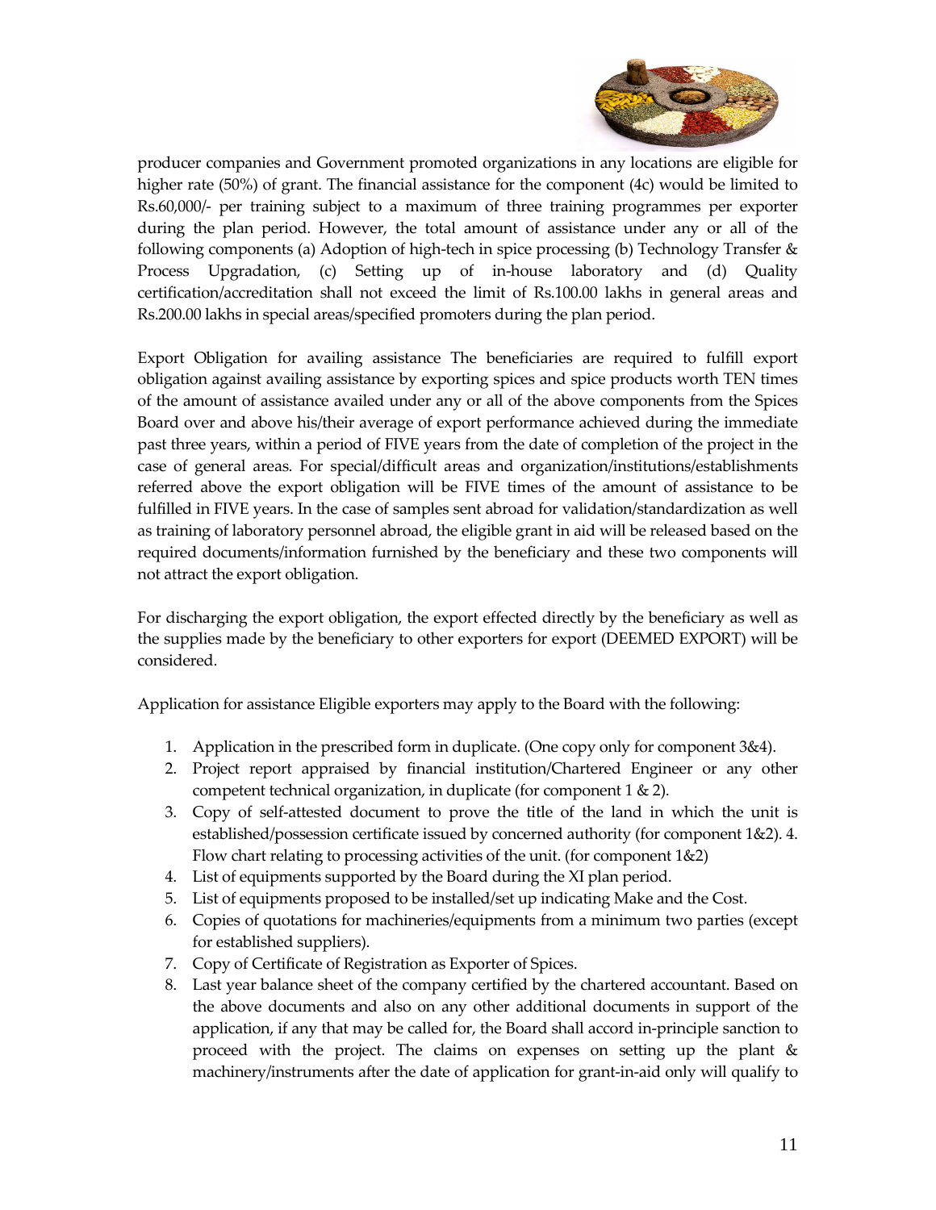producer companies and Government promoted organizations in any locations are eligible for higher rate (50%) of grant. The financial assistance for the component (4c) would be limited to Rs.60,000/- per training subject to a maximum of three training programmes per exporter during the plan period. However, the total amount of assistance under any or all of the following components (a) Adoption of high-tech in spice processing (b) Technology Transfer & Process Upgradation, (c) Setting up of in-house laboratory and (d) Quality certification/accreditation shall not exceed the limit of Rs.100.00 lakhs in general areas and Rs.200.00 lakhs in special areas/specified promoters during the plan period.

Export Obligation for availing assistance The beneficiaries are required to fulfill export obligation against availing assistance by exporting spices and spice products worth TEN times of the amount of assistance availed under any or all of the above components from the Spices Board over and above his/their average of export performance achieved during the immediate past three years, within a period of FIVE years from the date of completion of the project in the case of general areas. For special/difficult areas and organization/institutions/establishments referred above the export obligation will be FIVE times of the amount of assistance to be fulfilled in FIVE years. In the case of samples sent abroad for validation/standardization as well as training of laboratory personnel abroad, the eligible grant in aid will be released based on the required documents/information furnished by the beneficiary and these two components will not attract the export obligation.

For discharging the export obligation, the export effected directly by the beneficiary as well as the supplies made by the beneficiary to other exporters for export (DEEMED EXPORT) will be considered.

Application for assistance Eligible exporters may apply to the Board with the following:

1. Application in the prescribed form in duplicate. (One copy only for component 3&4).
2. Project report appraised by financial institution/Chartered Engineer or any other competent technical organization, in duplicate (for component 1 & 2).
3. Copy of self-attested document to prove the title of the land in which the unit is established/possession certificate issued by concerned authority (for component 1&2). 4. Flow chart relating to processing activities of the unit. (for component 1&2)
4. List of equipments supported by the Board during the XI plan period.
5. List of equipments proposed to be installed/set up indicating Make and the Cost.
6. Copies of quotations for machineries/equipments from a minimum two parties (except for established suppliers).
7. Copy of Certificate of Registration as Exporter of Spices.
8. Last year balance sheet of the company certified by the chartered accountant. Based on the above documents and also on any other additional documents in support of the application, if any that may be called for, the Board shall accord in-principle sanction to proceed with the project. The claims on expenses on setting up the plant & machinery/instruments after the date of application for grant-in-aid only will qualify to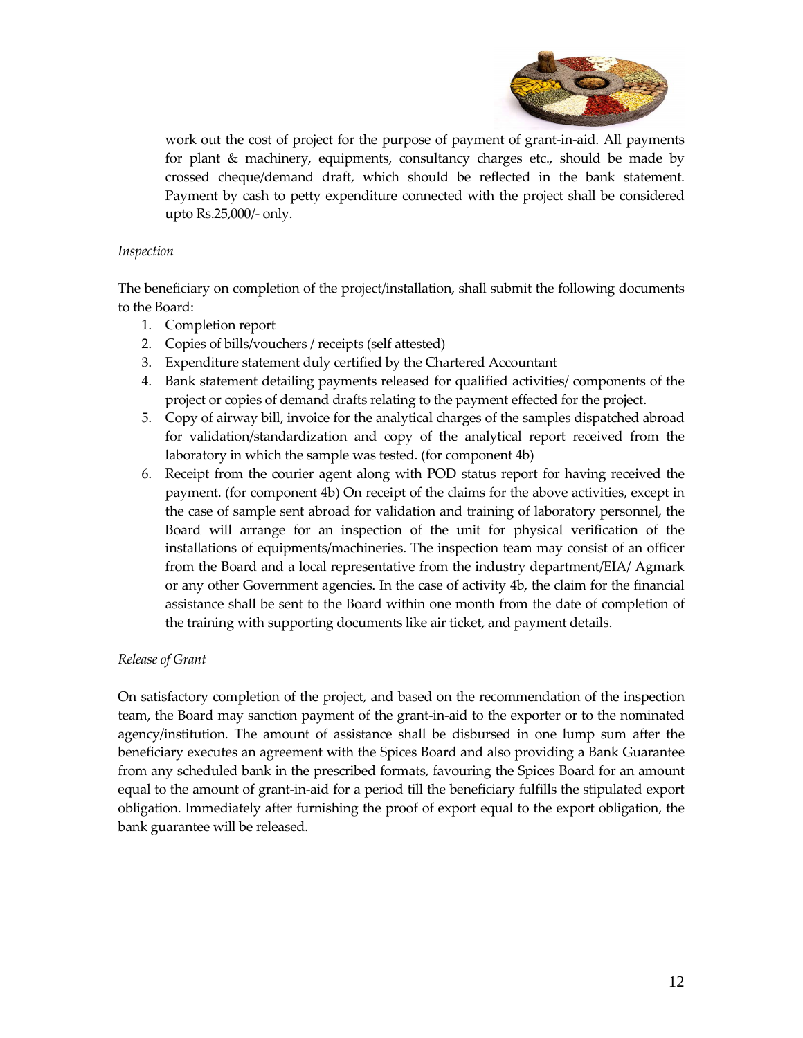work out the cost of project for the purpose of payment of grant-in-aid. All payments for plant & machinery, equipments, consultancy charges etc., should be made by crossed cheque/demand draft, which should be reflected in the bank statement. Payment by cash to petty expenditure connected with the project shall be considered upto Rs.25,000/- only.

*Inspection*

The beneficiary on completion of the project/installation, shall submit the following documents to the Board:

1. Completion report
2. Copies of bills/vouchers / receipts (self attested)
3. Expenditure statement duly certified by the Chartered Accountant
4. Bank statement detailing payments released for qualified activities/ components of the project or copies of demand drafts relating to the payment effected for the project.
5. Copy of airway bill, invoice for the analytical charges of the samples dispatched abroad for validation/standardization and copy of the analytical report received from the laboratory in which the sample was tested. (for component 4b)
6. Receipt from the courier agent along with POD status report for having received the payment. (for component 4b) On receipt of the claims for the above activities, except in the case of sample sent abroad for validation and training of laboratory personnel, the Board will arrange for an inspection of the unit for physical verification of the installations of equipments/machineries. The inspection team may consist of an officer from the Board and a local representative from the industry department/EIA/ Agmark or any other Government agencies. In the case of activity 4b, the claim for the financial assistance shall be sent to the Board within one month from the date of completion of the training with supporting documents like air ticket, and payment details.

*Release of Grant*

On satisfactory completion of the project, and based on the recommendation of the inspection team, the Board may sanction payment of the grant-in-aid to the exporter or to the nominated agency/institution. The amount of assistance shall be disbursed in one lump sum after the beneficiary executes an agreement with the Spices Board and also providing a Bank Guarantee from any scheduled bank in the prescribed formats, favouring the Spices Board for an amount equal to the amount of grant-in-aid for a period till the beneficiary fulfills the stipulated export obligation. Immediately after furnishing the proof of export equal to the export obligation, the bank guarantee will be released.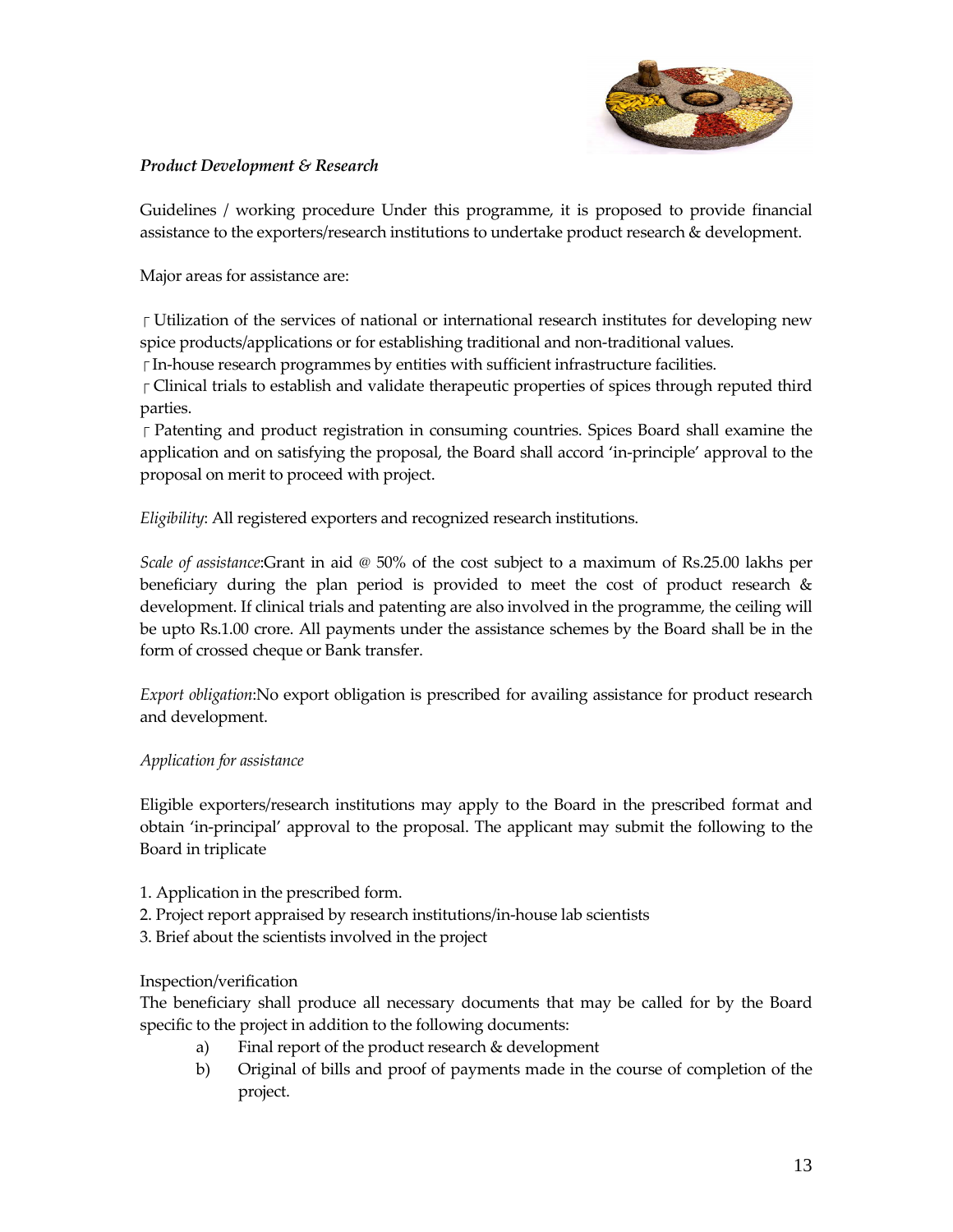***Product Development & Research***

Guidelines / working procedure Under this programme, it is proposed to provide financial assistance to the exporters/research institutions to undertake product research & development.

Major areas for assistance are:

- Utilization of the services of national or international research institutes for developing new spice products/applications or for establishing traditional and non-traditional values.
- In-house research programmes by entities with sufficient infrastructure facilities.
- Clinical trials to establish and validate therapeutic properties of spices through reputed third parties.
- Patenting and product registration in consuming countries. Spices Board shall examine the application and on satisfying the proposal, the Board shall accord 'in-principle' approval to the proposal on merit to proceed with project.

*Eligibility*: All registered exporters and recognized research institutions.

*Scale of assistance*:Grant in aid @ 50% of the cost subject to a maximum of Rs.25.00 lakhs per beneficiary during the plan period is provided to meet the cost of product research & development. If clinical trials and patenting are also involved in the programme, the ceiling will be upto Rs.1.00 crore. All payments under the assistance schemes by the Board shall be in the form of crossed cheque or Bank transfer.

*Export obligation*:No export obligation is prescribed for availing assistance for product research and development.

*Application for assistance*

Eligible exporters/research institutions may apply to the Board in the prescribed format and obtain 'in-principal' approval to the proposal. The applicant may submit the following to the Board in triplicate

1. Application in the prescribed form.
2. Project report appraised by research institutions/in-house lab scientists
3. Brief about the scientists involved in the project

Inspection/verification

The beneficiary shall produce all necessary documents that may be called for by the Board specific to the project in addition to the following documents:

a) Final report of the product research & development
b) Original of bills and proof of payments made in the course of completion of the project.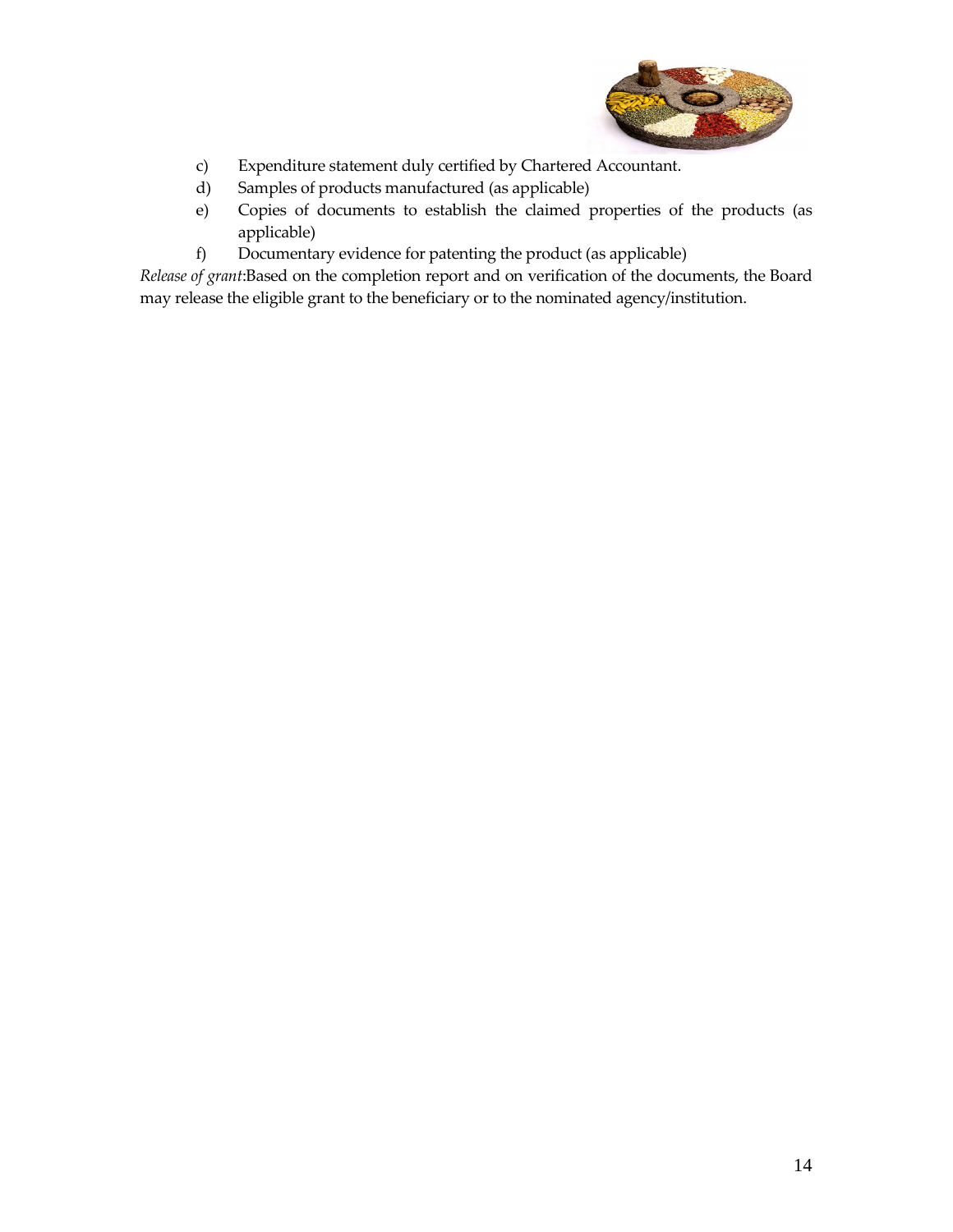c) Expenditure statement duly certified by Chartered Accountant.
d) Samples of products manufactured (as applicable)
e) Copies of documents to establish the claimed properties of the products (as applicable)
f) Documentary evidence for patenting the product (as applicable)

*Release of grant*:Based on the completion report and on verification of the documents, the Board may release the eligible grant to the beneficiary or to the nominated agency/institution.